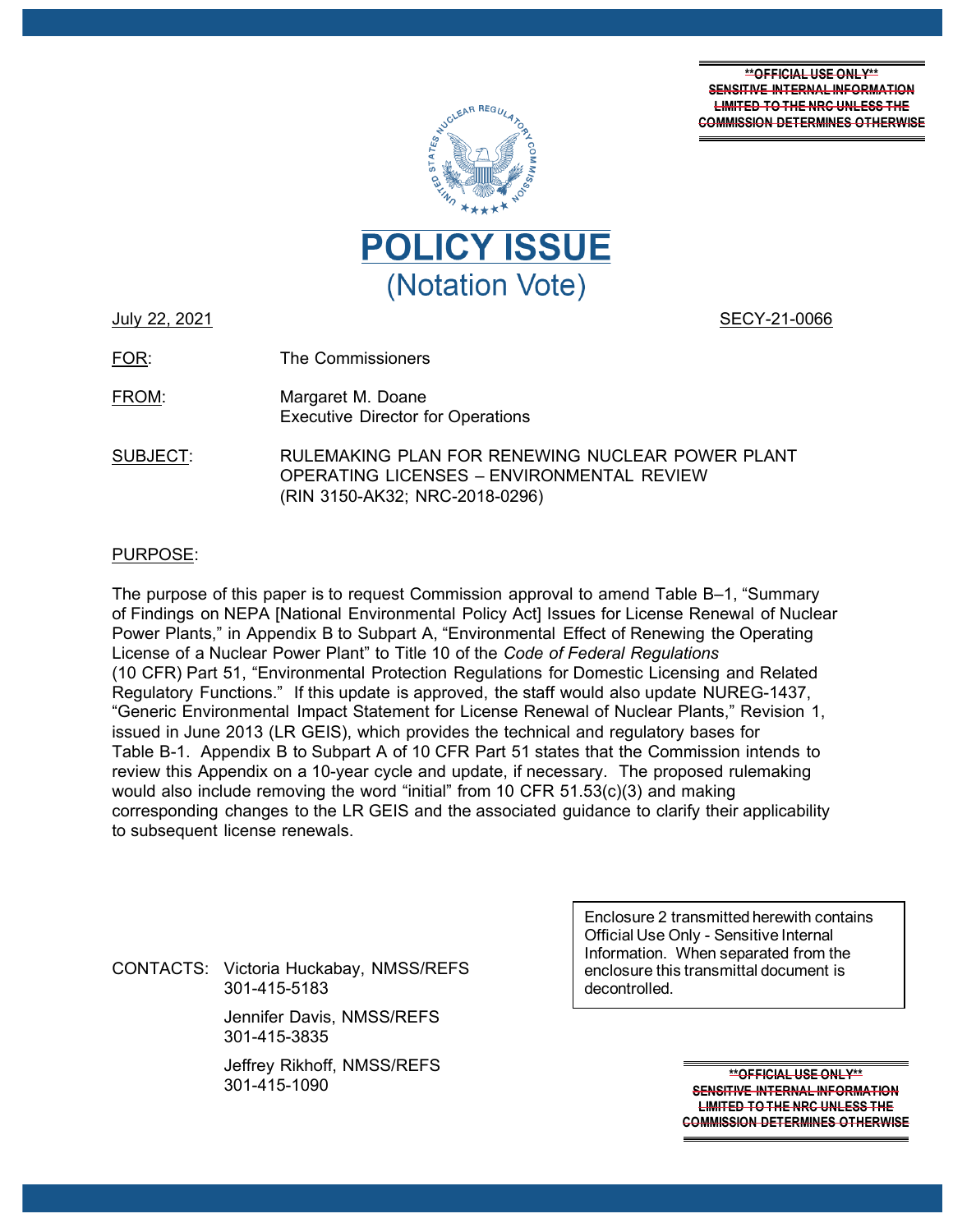**OFFICIAL USE ONLY**
~~SENSITIVE INTERNAL INFORMATION LIMITED TO THE NRC UNLESS THE COMMISSION DETERMINES OTHERWISE~~

# POLICY ISSUE
## (Notation Vote)

July 22, 2021 SECY-21-0066

FOR: The Commissioners

FROM: Margaret M. Doane
Executive Director for Operations

SUBJECT: RULEMAKING PLAN FOR RENEWING NUCLEAR POWER PLANT OPERATING LICENSES – ENVIRONMENTAL REVIEW (RIN 3150-AK32; NRC-2018-0296)

PURPOSE:

The purpose of this paper is to request Commission approval to amend Table B–1, "Summary of Findings on NEPA [National Environmental Policy Act] Issues for License Renewal of Nuclear Power Plants," in Appendix B to Subpart A, "Environmental Effect of Renewing the Operating License of a Nuclear Power Plant" to Title 10 of the *Code of Federal Regulations* (10 CFR) Part 51, "Environmental Protection Regulations for Domestic Licensing and Related Regulatory Functions." If this update is approved, the staff would also update NUREG-1437, "Generic Environmental Impact Statement for License Renewal of Nuclear Plants," Revision 1, issued in June 2013 (LR GEIS), which provides the technical and regulatory bases for Table B-1. Appendix B to Subpart A of 10 CFR Part 51 states that the Commission intends to review this Appendix on a 10-year cycle and update, if necessary. The proposed rulemaking would also include removing the word "initial" from 10 CFR 51.53(c)(3) and making corresponding changes to the LR GEIS and the associated guidance to clarify their applicability to subsequent license renewals.

CONTACTS: Victoria Huckabay, NMSS/REFS
301-415-5183

Jennifer Davis, NMSS/REFS
301-415-3835

Jeffrey Rikhoff, NMSS/REFS
301-415-1090

Enclosure 2 transmitted herewith contains Official Use Only - Sensitive Internal Information. When separated from the enclosure this transmittal document is decontrolled.

**OFFICIAL USE ONLY**
~~SENSITIVE INTERNAL INFORMATION LIMITED TO THE NRC UNLESS THE COMMISSION DETERMINES OTHERWISE~~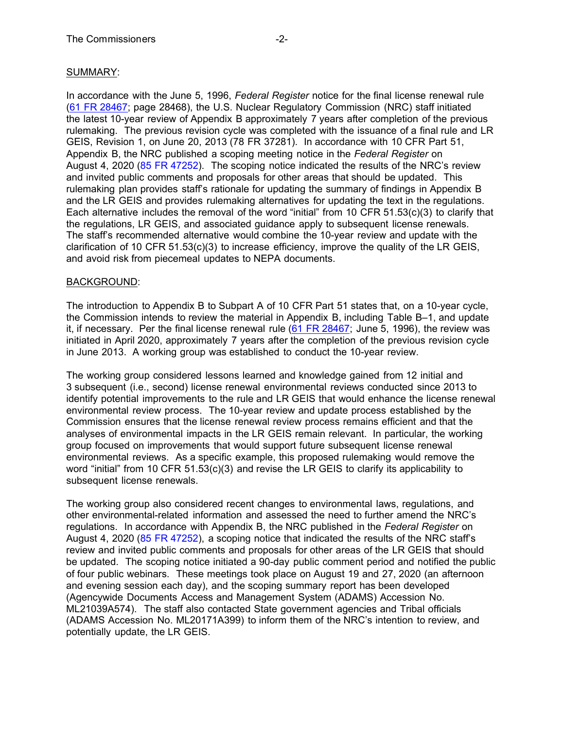SUMMARY:

In accordance with the June 5, 1996, *Federal Register* notice for the final license renewal rule (61 FR 28467; page 28468), the U.S. Nuclear Regulatory Commission (NRC) staff initiated the latest 10-year review of Appendix B approximately 7 years after completion of the previous rulemaking. The previous revision cycle was completed with the issuance of a final rule and LR GEIS, Revision 1, on June 20, 2013 (78 FR 37281). In accordance with 10 CFR Part 51, Appendix B, the NRC published a scoping meeting notice in the *Federal Register* on August 4, 2020 (85 FR 47252). The scoping notice indicated the results of the NRC's review and invited public comments and proposals for other areas that should be updated. This rulemaking plan provides staff's rationale for updating the summary of findings in Appendix B and the LR GEIS and provides rulemaking alternatives for updating the text in the regulations. Each alternative includes the removal of the word "initial" from 10 CFR 51.53(c)(3) to clarify that the regulations, LR GEIS, and associated guidance apply to subsequent license renewals. The staff's recommended alternative would combine the 10-year review and update with the clarification of 10 CFR 51.53(c)(3) to increase efficiency, improve the quality of the LR GEIS, and avoid risk from piecemeal updates to NEPA documents.

BACKGROUND:

The introduction to Appendix B to Subpart A of 10 CFR Part 51 states that, on a 10-year cycle, the Commission intends to review the material in Appendix B, including Table B–1, and update it, if necessary. Per the final license renewal rule (61 FR 28467; June 5, 1996), the review was initiated in April 2020, approximately 7 years after the completion of the previous revision cycle in June 2013. A working group was established to conduct the 10-year review.

The working group considered lessons learned and knowledge gained from 12 initial and 3 subsequent (i.e., second) license renewal environmental reviews conducted since 2013 to identify potential improvements to the rule and LR GEIS that would enhance the license renewal environmental review process. The 10-year review and update process established by the Commission ensures that the license renewal review process remains efficient and that the analyses of environmental impacts in the LR GEIS remain relevant. In particular, the working group focused on improvements that would support future subsequent license renewal environmental reviews. As a specific example, this proposed rulemaking would remove the word "initial" from 10 CFR 51.53(c)(3) and revise the LR GEIS to clarify its applicability to subsequent license renewals.

The working group also considered recent changes to environmental laws, regulations, and other environmental-related information and assessed the need to further amend the NRC's regulations. In accordance with Appendix B, the NRC published in the *Federal Register* on August 4, 2020 (85 FR 47252), a scoping notice that indicated the results of the NRC staff's review and invited public comments and proposals for other areas of the LR GEIS that should be updated. The scoping notice initiated a 90-day public comment period and notified the public of four public webinars. These meetings took place on August 19 and 27, 2020 (an afternoon and evening session each day), and the scoping summary report has been developed (Agencywide Documents Access and Management System (ADAMS) Accession No. ML21039A574). The staff also contacted State government agencies and Tribal officials (ADAMS Accession No. ML20171A399) to inform them of the NRC's intention to review, and potentially update, the LR GEIS.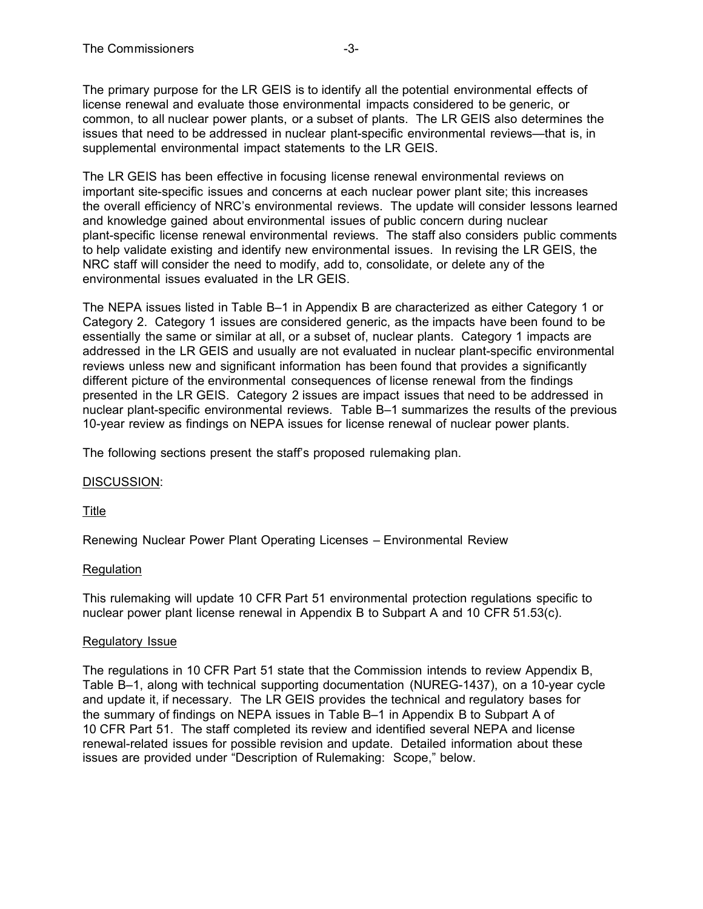The primary purpose for the LR GEIS is to identify all the potential environmental effects of license renewal and evaluate those environmental impacts considered to be generic, or common, to all nuclear power plants, or a subset of plants. The LR GEIS also determines the issues that need to be addressed in nuclear plant-specific environmental reviews—that is, in supplemental environmental impact statements to the LR GEIS.

The LR GEIS has been effective in focusing license renewal environmental reviews on important site-specific issues and concerns at each nuclear power plant site; this increases the overall efficiency of NRC's environmental reviews. The update will consider lessons learned and knowledge gained about environmental issues of public concern during nuclear plant-specific license renewal environmental reviews. The staff also considers public comments to help validate existing and identify new environmental issues. In revising the LR GEIS, the NRC staff will consider the need to modify, add to, consolidate, or delete any of the environmental issues evaluated in the LR GEIS.

The NEPA issues listed in Table B–1 in Appendix B are characterized as either Category 1 or Category 2. Category 1 issues are considered generic, as the impacts have been found to be essentially the same or similar at all, or a subset of, nuclear plants. Category 1 impacts are addressed in the LR GEIS and usually are not evaluated in nuclear plant-specific environmental reviews unless new and significant information has been found that provides a significantly different picture of the environmental consequences of license renewal from the findings presented in the LR GEIS. Category 2 issues are impact issues that need to be addressed in nuclear plant-specific environmental reviews. Table B–1 summarizes the results of the previous 10-year review as findings on NEPA issues for license renewal of nuclear power plants.

The following sections present the staff's proposed rulemaking plan.

DISCUSSION:

Title

Renewing Nuclear Power Plant Operating Licenses – Environmental Review

Regulation

This rulemaking will update 10 CFR Part 51 environmental protection regulations specific to nuclear power plant license renewal in Appendix B to Subpart A and 10 CFR 51.53(c).

Regulatory Issue

The regulations in 10 CFR Part 51 state that the Commission intends to review Appendix B, Table B–1, along with technical supporting documentation (NUREG-1437), on a 10-year cycle and update it, if necessary. The LR GEIS provides the technical and regulatory bases for the summary of findings on NEPA issues in Table B–1 in Appendix B to Subpart A of 10 CFR Part 51. The staff completed its review and identified several NEPA and license renewal-related issues for possible revision and update. Detailed information about these issues are provided under "Description of Rulemaking: Scope," below.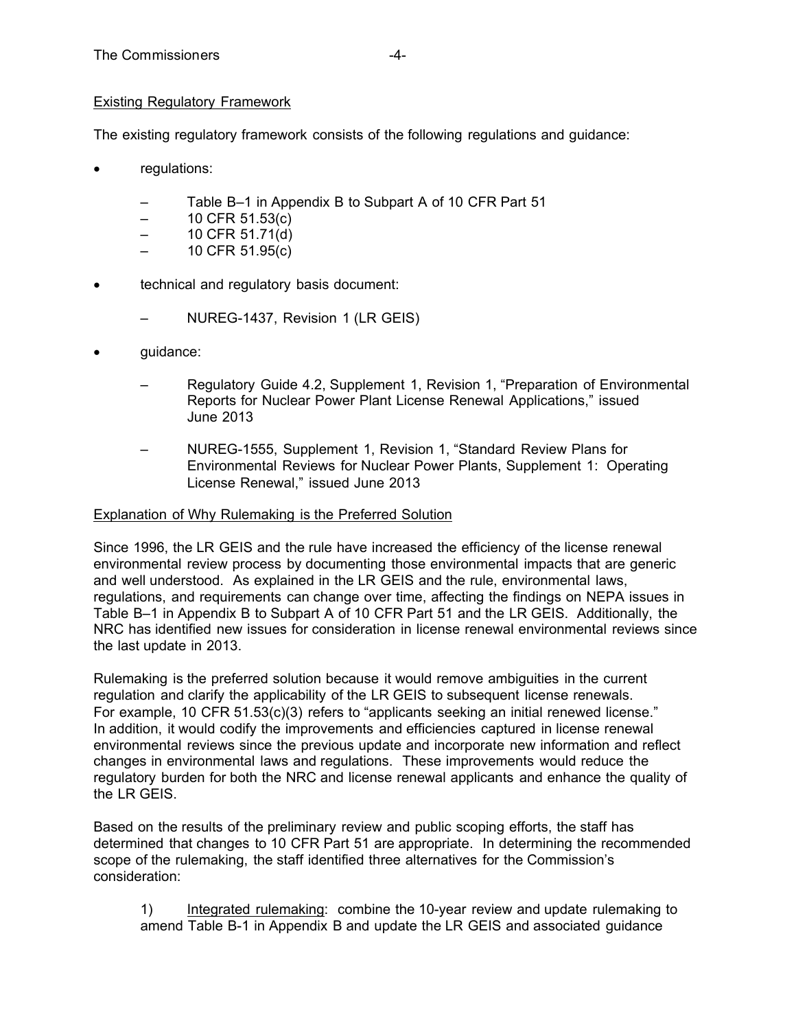Existing Regulatory Framework

The existing regulatory framework consists of the following regulations and guidance:

- regulations:
  - Table B–1 in Appendix B to Subpart A of 10 CFR Part 51
  - 10 CFR 51.53(c)
  - 10 CFR 51.71(d)
  - 10 CFR 51.95(c)
- technical and regulatory basis document:
  - NUREG-1437, Revision 1 (LR GEIS)
- guidance:
  - Regulatory Guide 4.2, Supplement 1, Revision 1, "Preparation of Environmental Reports for Nuclear Power Plant License Renewal Applications," issued June 2013
  - NUREG-1555, Supplement 1, Revision 1, "Standard Review Plans for Environmental Reviews for Nuclear Power Plants, Supplement 1: Operating License Renewal," issued June 2013

Explanation of Why Rulemaking is the Preferred Solution

Since 1996, the LR GEIS and the rule have increased the efficiency of the license renewal environmental review process by documenting those environmental impacts that are generic and well understood. As explained in the LR GEIS and the rule, environmental laws, regulations, and requirements can change over time, affecting the findings on NEPA issues in Table B–1 in Appendix B to Subpart A of 10 CFR Part 51 and the LR GEIS. Additionally, the NRC has identified new issues for consideration in license renewal environmental reviews since the last update in 2013.

Rulemaking is the preferred solution because it would remove ambiguities in the current regulation and clarify the applicability of the LR GEIS to subsequent license renewals. For example, 10 CFR 51.53(c)(3) refers to "applicants seeking an initial renewed license." In addition, it would codify the improvements and efficiencies captured in license renewal environmental reviews since the previous update and incorporate new information and reflect changes in environmental laws and regulations. These improvements would reduce the regulatory burden for both the NRC and license renewal applicants and enhance the quality of the LR GEIS.

Based on the results of the preliminary review and public scoping efforts, the staff has determined that changes to 10 CFR Part 51 are appropriate. In determining the recommended scope of the rulemaking, the staff identified three alternatives for the Commission's consideration:

1) Integrated rulemaking: combine the 10-year review and update rulemaking to amend Table B-1 in Appendix B and update the LR GEIS and associated guidance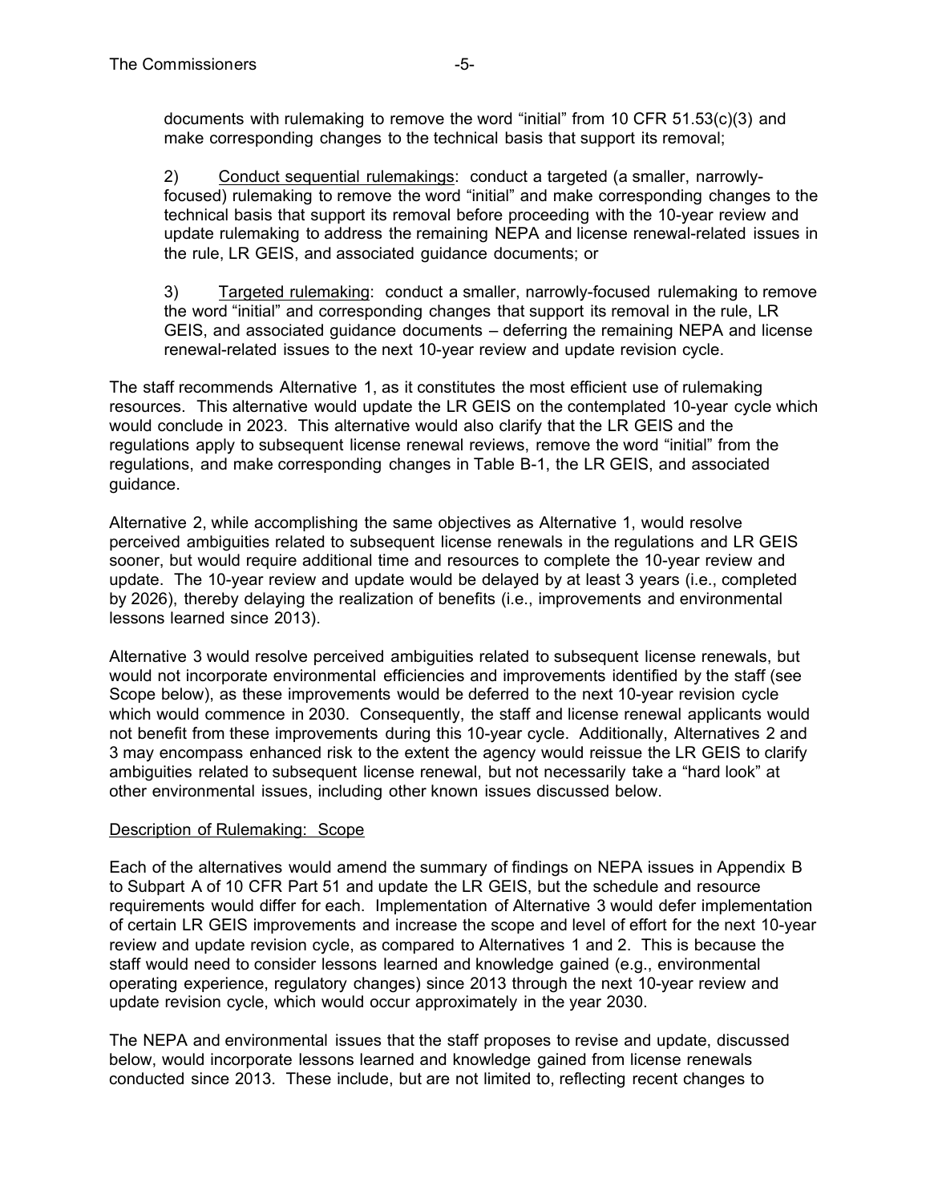documents with rulemaking to remove the word “initial” from 10 CFR 51.53(c)(3) and make corresponding changes to the technical basis that support its removal;

2) Conduct sequential rulemakings: conduct a targeted (a smaller, narrowly-focused) rulemaking to remove the word “initial” and make corresponding changes to the technical basis that support its removal before proceeding with the 10-year review and update rulemaking to address the remaining NEPA and license renewal-related issues in the rule, LR GEIS, and associated guidance documents; or

3) Targeted rulemaking: conduct a smaller, narrowly-focused rulemaking to remove the word “initial” and corresponding changes that support its removal in the rule, LR GEIS, and associated guidance documents – deferring the remaining NEPA and license renewal-related issues to the next 10-year review and update revision cycle.

The staff recommends Alternative 1, as it constitutes the most efficient use of rulemaking resources. This alternative would update the LR GEIS on the contemplated 10-year cycle which would conclude in 2023. This alternative would also clarify that the LR GEIS and the regulations apply to subsequent license renewal reviews, remove the word “initial” from the regulations, and make corresponding changes in Table B-1, the LR GEIS, and associated guidance.

Alternative 2, while accomplishing the same objectives as Alternative 1, would resolve perceived ambiguities related to subsequent license renewals in the regulations and LR GEIS sooner, but would require additional time and resources to complete the 10-year review and update. The 10-year review and update would be delayed by at least 3 years (i.e., completed by 2026), thereby delaying the realization of benefits (i.e., improvements and environmental lessons learned since 2013).

Alternative 3 would resolve perceived ambiguities related to subsequent license renewals, but would not incorporate environmental efficiencies and improvements identified by the staff (see Scope below), as these improvements would be deferred to the next 10-year revision cycle which would commence in 2030. Consequently, the staff and license renewal applicants would not benefit from these improvements during this 10-year cycle. Additionally, Alternatives 2 and 3 may encompass enhanced risk to the extent the agency would reissue the LR GEIS to clarify ambiguities related to subsequent license renewal, but not necessarily take a “hard look” at other environmental issues, including other known issues discussed below.

Description of Rulemaking: Scope

Each of the alternatives would amend the summary of findings on NEPA issues in Appendix B to Subpart A of 10 CFR Part 51 and update the LR GEIS, but the schedule and resource requirements would differ for each. Implementation of Alternative 3 would defer implementation of certain LR GEIS improvements and increase the scope and level of effort for the next 10-year review and update revision cycle, as compared to Alternatives 1 and 2. This is because the staff would need to consider lessons learned and knowledge gained (e.g., environmental operating experience, regulatory changes) since 2013 through the next 10-year review and update revision cycle, which would occur approximately in the year 2030.

The NEPA and environmental issues that the staff proposes to revise and update, discussed below, would incorporate lessons learned and knowledge gained from license renewals conducted since 2013. These include, but are not limited to, reflecting recent changes to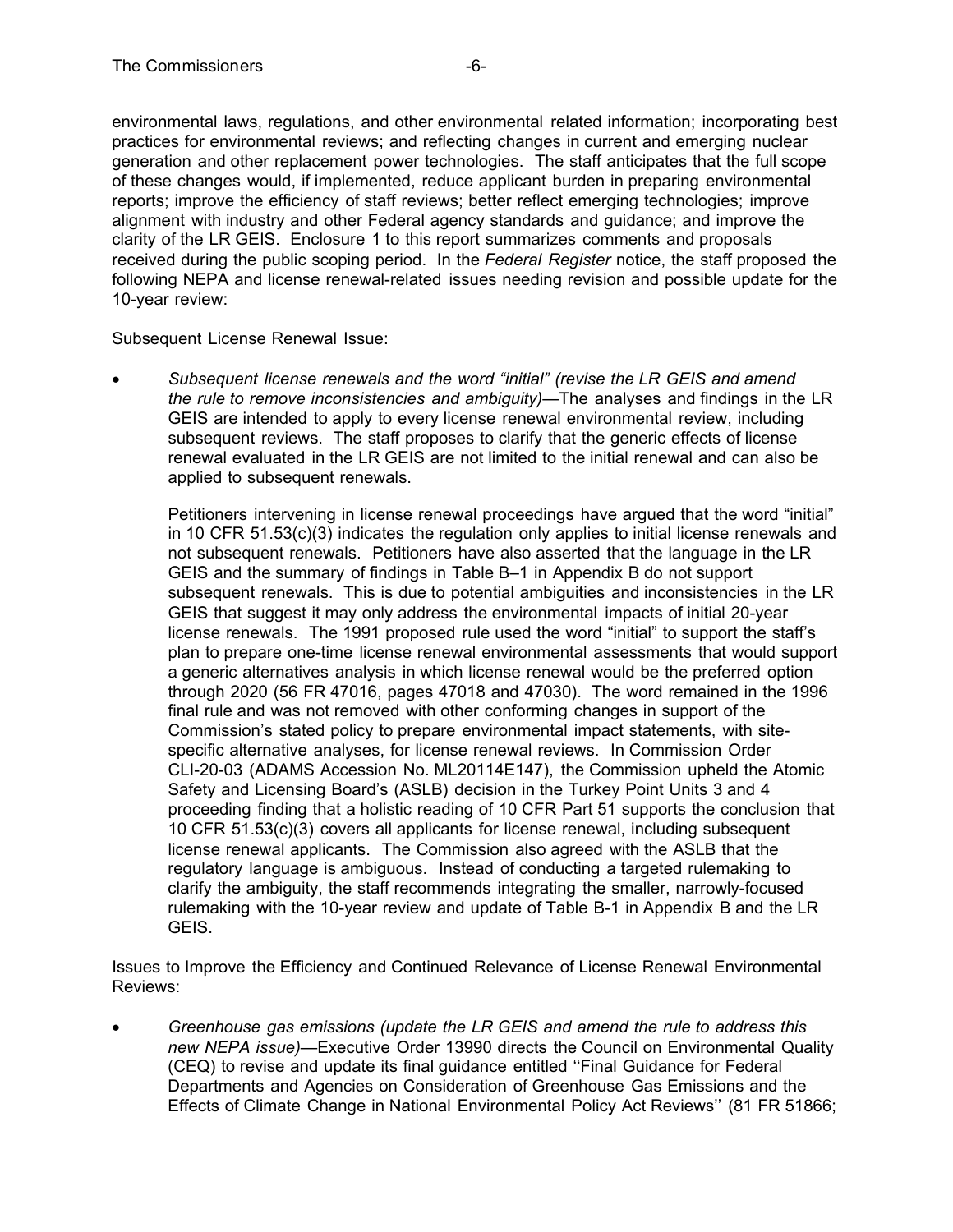environmental laws, regulations, and other environmental related information; incorporating best practices for environmental reviews; and reflecting changes in current and emerging nuclear generation and other replacement power technologies. The staff anticipates that the full scope of these changes would, if implemented, reduce applicant burden in preparing environmental reports; improve the efficiency of staff reviews; better reflect emerging technologies; improve alignment with industry and other Federal agency standards and guidance; and improve the clarity of the LR GEIS. Enclosure 1 to this report summarizes comments and proposals received during the public scoping period. In the *Federal Register* notice, the staff proposed the following NEPA and license renewal-related issues needing revision and possible update for the 10-year review:

Subsequent License Renewal Issue:

- *Subsequent license renewals and the word "initial" (revise the LR GEIS and amend the rule to remove inconsistencies and ambiguity)*—The analyses and findings in the LR GEIS are intended to apply to every license renewal environmental review, including subsequent reviews. The staff proposes to clarify that the generic effects of license renewal evaluated in the LR GEIS are not limited to the initial renewal and can also be applied to subsequent renewals.

  Petitioners intervening in license renewal proceedings have argued that the word "initial" in 10 CFR 51.53(c)(3) indicates the regulation only applies to initial license renewals and not subsequent renewals. Petitioners have also asserted that the language in the LR GEIS and the summary of findings in Table B–1 in Appendix B do not support subsequent renewals. This is due to potential ambiguities and inconsistencies in the LR GEIS that suggest it may only address the environmental impacts of initial 20-year license renewals. The 1991 proposed rule used the word "initial" to support the staff's plan to prepare one-time license renewal environmental assessments that would support a generic alternatives analysis in which license renewal would be the preferred option through 2020 (56 FR 47016, pages 47018 and 47030). The word remained in the 1996 final rule and was not removed with other conforming changes in support of the Commission's stated policy to prepare environmental impact statements, with site-specific alternative analyses, for license renewal reviews. In Commission Order CLI-20-03 (ADAMS Accession No. ML20114E147), the Commission upheld the Atomic Safety and Licensing Board's (ASLB) decision in the Turkey Point Units 3 and 4 proceeding finding that a holistic reading of 10 CFR Part 51 supports the conclusion that 10 CFR 51.53(c)(3) covers all applicants for license renewal, including subsequent license renewal applicants. The Commission also agreed with the ASLB that the regulatory language is ambiguous. Instead of conducting a targeted rulemaking to clarify the ambiguity, the staff recommends integrating the smaller, narrowly-focused rulemaking with the 10-year review and update of Table B-1 in Appendix B and the LR GEIS.

Issues to Improve the Efficiency and Continued Relevance of License Renewal Environmental Reviews:

- *Greenhouse gas emissions (update the LR GEIS and amend the rule to address this new NEPA issue)*—Executive Order 13990 directs the Council on Environmental Quality (CEQ) to revise and update its final guidance entitled ''Final Guidance for Federal Departments and Agencies on Consideration of Greenhouse Gas Emissions and the Effects of Climate Change in National Environmental Policy Act Reviews'' (81 FR 51866;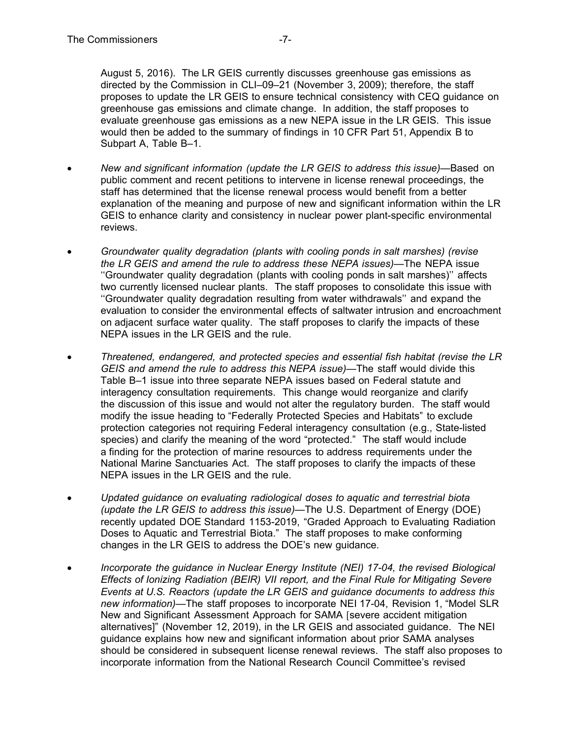August 5, 2016). The LR GEIS currently discusses greenhouse gas emissions as directed by the Commission in CLI–09–21 (November 3, 2009); therefore, the staff proposes to update the LR GEIS to ensure technical consistency with CEQ guidance on greenhouse gas emissions and climate change. In addition, the staff proposes to evaluate greenhouse gas emissions as a new NEPA issue in the LR GEIS. This issue would then be added to the summary of findings in 10 CFR Part 51, Appendix B to Subpart A, Table B–1.

- *New and significant information (update the LR GEIS to address this issue)*—Based on public comment and recent petitions to intervene in license renewal proceedings, the staff has determined that the license renewal process would benefit from a better explanation of the meaning and purpose of new and significant information within the LR GEIS to enhance clarity and consistency in nuclear power plant-specific environmental reviews.

- *Groundwater quality degradation (plants with cooling ponds in salt marshes) (revise the LR GEIS and amend the rule to address these NEPA issues)*—The NEPA issue ''Groundwater quality degradation (plants with cooling ponds in salt marshes)'' affects two currently licensed nuclear plants. The staff proposes to consolidate this issue with ''Groundwater quality degradation resulting from water withdrawals'' and expand the evaluation to consider the environmental effects of saltwater intrusion and encroachment on adjacent surface water quality. The staff proposes to clarify the impacts of these NEPA issues in the LR GEIS and the rule.

- *Threatened, endangered, and protected species and essential fish habitat (revise the LR GEIS and amend the rule to address this NEPA issue)*—The staff would divide this Table B–1 issue into three separate NEPA issues based on Federal statute and interagency consultation requirements. This change would reorganize and clarify the discussion of this issue and would not alter the regulatory burden. The staff would modify the issue heading to "Federally Protected Species and Habitats" to exclude protection categories not requiring Federal interagency consultation (e.g., State-listed species) and clarify the meaning of the word "protected." The staff would include a finding for the protection of marine resources to address requirements under the National Marine Sanctuaries Act. The staff proposes to clarify the impacts of these NEPA issues in the LR GEIS and the rule.

- *Updated guidance on evaluating radiological doses to aquatic and terrestrial biota (update the LR GEIS to address this issue)*—The U.S. Department of Energy (DOE) recently updated DOE Standard 1153-2019, "Graded Approach to Evaluating Radiation Doses to Aquatic and Terrestrial Biota." The staff proposes to make conforming changes in the LR GEIS to address the DOE's new guidance.

- *Incorporate the guidance in Nuclear Energy Institute (NEI) 17-04, the revised Biological Effects of Ionizing Radiation (BEIR) VII report, and the Final Rule for Mitigating Severe Events at U.S. Reactors (update the LR GEIS and guidance documents to address this new information)*—The staff proposes to incorporate NEI 17-04, Revision 1, "Model SLR New and Significant Assessment Approach for SAMA [severe accident mitigation alternatives]" (November 12, 2019), in the LR GEIS and associated guidance. The NEI guidance explains how new and significant information about prior SAMA analyses should be considered in subsequent license renewal reviews. The staff also proposes to incorporate information from the National Research Council Committee's revised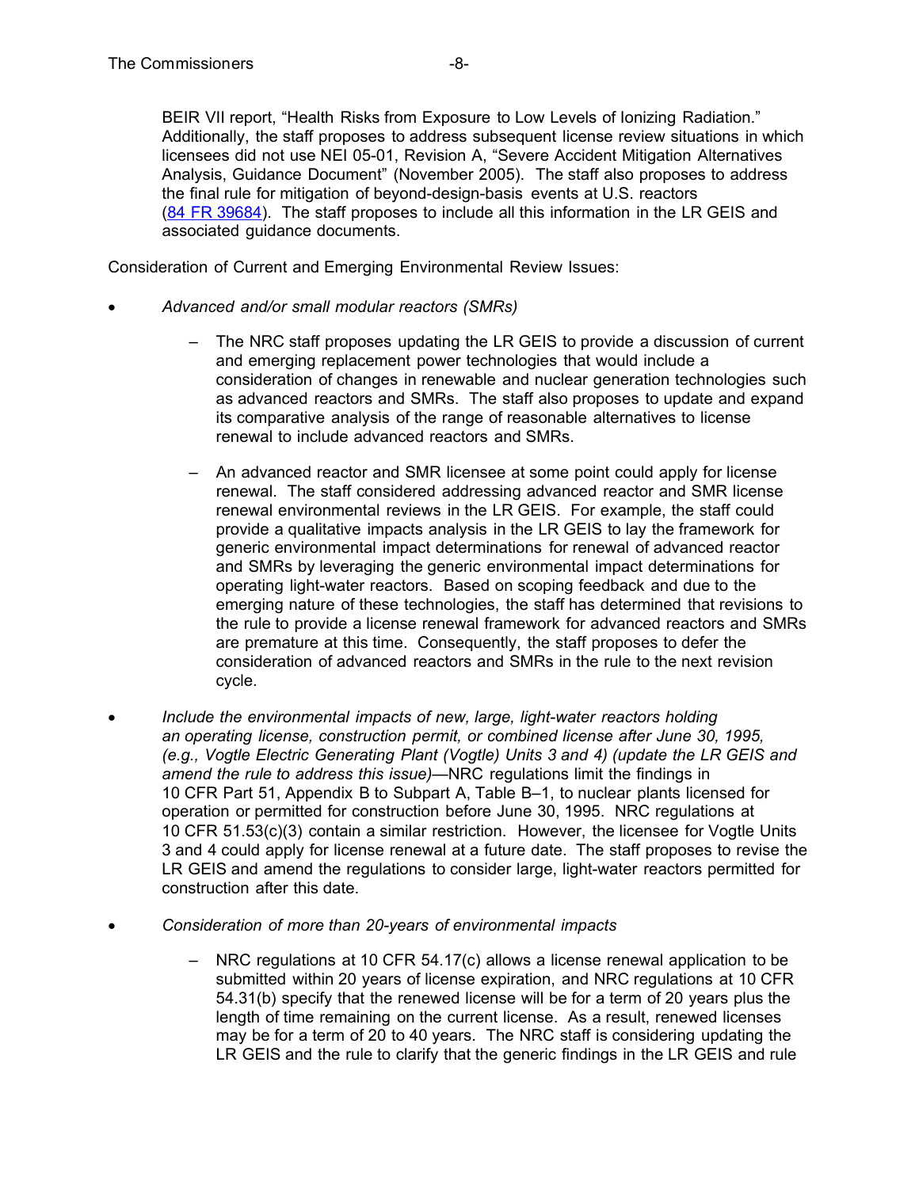BEIR VII report, "Health Risks from Exposure to Low Levels of Ionizing Radiation." Additionally, the staff proposes to address subsequent license review situations in which licensees did not use NEI 05-01, Revision A, "Severe Accident Mitigation Alternatives Analysis, Guidance Document" (November 2005). The staff also proposes to address the final rule for mitigation of beyond-design-basis events at U.S. reactors (84 FR 39684). The staff proposes to include all this information in the LR GEIS and associated guidance documents.

Consideration of Current and Emerging Environmental Review Issues:

- *Advanced and/or small modular reactors (SMRs)*
  - The NRC staff proposes updating the LR GEIS to provide a discussion of current and emerging replacement power technologies that would include a consideration of changes in renewable and nuclear generation technologies such as advanced reactors and SMRs. The staff also proposes to update and expand its comparative analysis of the range of reasonable alternatives to license renewal to include advanced reactors and SMRs.
  - An advanced reactor and SMR licensee at some point could apply for license renewal. The staff considered addressing advanced reactor and SMR license renewal environmental reviews in the LR GEIS. For example, the staff could provide a qualitative impacts analysis in the LR GEIS to lay the framework for generic environmental impact determinations for renewal of advanced reactor and SMRs by leveraging the generic environmental impact determinations for operating light-water reactors. Based on scoping feedback and due to the emerging nature of these technologies, the staff has determined that revisions to the rule to provide a license renewal framework for advanced reactors and SMRs are premature at this time. Consequently, the staff proposes to defer the consideration of advanced reactors and SMRs in the rule to the next revision cycle.
- *Include the environmental impacts of new, large, light-water reactors holding an operating license, construction permit, or combined license after June 30, 1995, (e.g., Vogtle Electric Generating Plant (Vogtle) Units 3 and 4) (update the LR GEIS and amend the rule to address this issue)*—NRC regulations limit the findings in 10 CFR Part 51, Appendix B to Subpart A, Table B–1, to nuclear plants licensed for operation or permitted for construction before June 30, 1995. NRC regulations at 10 CFR 51.53(c)(3) contain a similar restriction. However, the licensee for Vogtle Units 3 and 4 could apply for license renewal at a future date. The staff proposes to revise the LR GEIS and amend the regulations to consider large, light-water reactors permitted for construction after this date.
- *Consideration of more than 20-years of environmental impacts*
  - NRC regulations at 10 CFR 54.17(c) allows a license renewal application to be submitted within 20 years of license expiration, and NRC regulations at 10 CFR 54.31(b) specify that the renewed license will be for a term of 20 years plus the length of time remaining on the current license. As a result, renewed licenses may be for a term of 20 to 40 years. The NRC staff is considering updating the LR GEIS and the rule to clarify that the generic findings in the LR GEIS and rule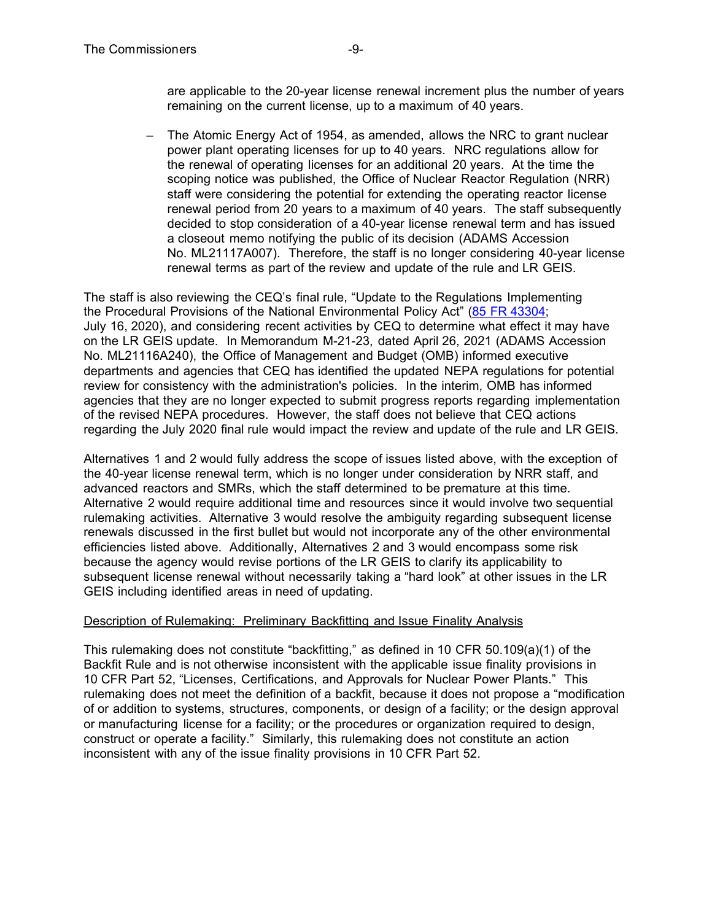are applicable to the 20-year license renewal increment plus the number of years remaining on the current license, up to a maximum of 40 years.

– The Atomic Energy Act of 1954, as amended, allows the NRC to grant nuclear power plant operating licenses for up to 40 years. NRC regulations allow for the renewal of operating licenses for an additional 20 years. At the time the scoping notice was published, the Office of Nuclear Reactor Regulation (NRR) staff were considering the potential for extending the operating reactor license renewal period from 20 years to a maximum of 40 years. The staff subsequently decided to stop consideration of a 40-year license renewal term and has issued a closeout memo notifying the public of its decision (ADAMS Accession No. ML21117A007). Therefore, the staff is no longer considering 40-year license renewal terms as part of the review and update of the rule and LR GEIS.

The staff is also reviewing the CEQ's final rule, "Update to the Regulations Implementing the Procedural Provisions of the National Environmental Policy Act" (85 FR 43304; July 16, 2020), and considering recent activities by CEQ to determine what effect it may have on the LR GEIS update. In Memorandum M-21-23, dated April 26, 2021 (ADAMS Accession No. ML21116A240), the Office of Management and Budget (OMB) informed executive departments and agencies that CEQ has identified the updated NEPA regulations for potential review for consistency with the administration's policies. In the interim, OMB has informed agencies that they are no longer expected to submit progress reports regarding implementation of the revised NEPA procedures. However, the staff does not believe that CEQ actions regarding the July 2020 final rule would impact the review and update of the rule and LR GEIS.

Alternatives 1 and 2 would fully address the scope of issues listed above, with the exception of the 40-year license renewal term, which is no longer under consideration by NRR staff, and advanced reactors and SMRs, which the staff determined to be premature at this time. Alternative 2 would require additional time and resources since it would involve two sequential rulemaking activities. Alternative 3 would resolve the ambiguity regarding subsequent license renewals discussed in the first bullet but would not incorporate any of the other environmental efficiencies listed above. Additionally, Alternatives 2 and 3 would encompass some risk because the agency would revise portions of the LR GEIS to clarify its applicability to subsequent license renewal without necessarily taking a "hard look" at other issues in the LR GEIS including identified areas in need of updating.

Description of Rulemaking: Preliminary Backfitting and Issue Finality Analysis

This rulemaking does not constitute "backfitting," as defined in 10 CFR 50.109(a)(1) of the Backfit Rule and is not otherwise inconsistent with the applicable issue finality provisions in 10 CFR Part 52, "Licenses, Certifications, and Approvals for Nuclear Power Plants." This rulemaking does not meet the definition of a backfit, because it does not propose a "modification of or addition to systems, structures, components, or design of a facility; or the design approval or manufacturing license for a facility; or the procedures or organization required to design, construct or operate a facility." Similarly, this rulemaking does not constitute an action inconsistent with any of the issue finality provisions in 10 CFR Part 52.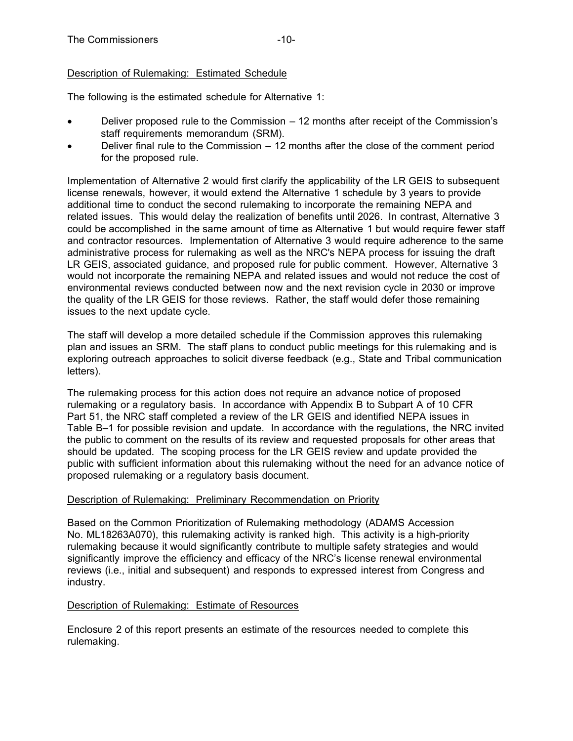Description of Rulemaking: Estimated Schedule

The following is the estimated schedule for Alternative 1:

- Deliver proposed rule to the Commission – 12 months after receipt of the Commission's staff requirements memorandum (SRM).
- Deliver final rule to the Commission – 12 months after the close of the comment period for the proposed rule.

Implementation of Alternative 2 would first clarify the applicability of the LR GEIS to subsequent license renewals, however, it would extend the Alternative 1 schedule by 3 years to provide additional time to conduct the second rulemaking to incorporate the remaining NEPA and related issues. This would delay the realization of benefits until 2026. In contrast, Alternative 3 could be accomplished in the same amount of time as Alternative 1 but would require fewer staff and contractor resources. Implementation of Alternative 3 would require adherence to the same administrative process for rulemaking as well as the NRC's NEPA process for issuing the draft LR GEIS, associated guidance, and proposed rule for public comment. However, Alternative 3 would not incorporate the remaining NEPA and related issues and would not reduce the cost of environmental reviews conducted between now and the next revision cycle in 2030 or improve the quality of the LR GEIS for those reviews. Rather, the staff would defer those remaining issues to the next update cycle.

The staff will develop a more detailed schedule if the Commission approves this rulemaking plan and issues an SRM. The staff plans to conduct public meetings for this rulemaking and is exploring outreach approaches to solicit diverse feedback (e.g., State and Tribal communication letters).

The rulemaking process for this action does not require an advance notice of proposed rulemaking or a regulatory basis. In accordance with Appendix B to Subpart A of 10 CFR Part 51, the NRC staff completed a review of the LR GEIS and identified NEPA issues in Table B–1 for possible revision and update. In accordance with the regulations, the NRC invited the public to comment on the results of its review and requested proposals for other areas that should be updated. The scoping process for the LR GEIS review and update provided the public with sufficient information about this rulemaking without the need for an advance notice of proposed rulemaking or a regulatory basis document.

Description of Rulemaking: Preliminary Recommendation on Priority

Based on the Common Prioritization of Rulemaking methodology (ADAMS Accession No. ML18263A070), this rulemaking activity is ranked high. This activity is a high-priority rulemaking because it would significantly contribute to multiple safety strategies and would significantly improve the efficiency and efficacy of the NRC's license renewal environmental reviews (i.e., initial and subsequent) and responds to expressed interest from Congress and industry.

Description of Rulemaking: Estimate of Resources

Enclosure 2 of this report presents an estimate of the resources needed to complete this rulemaking.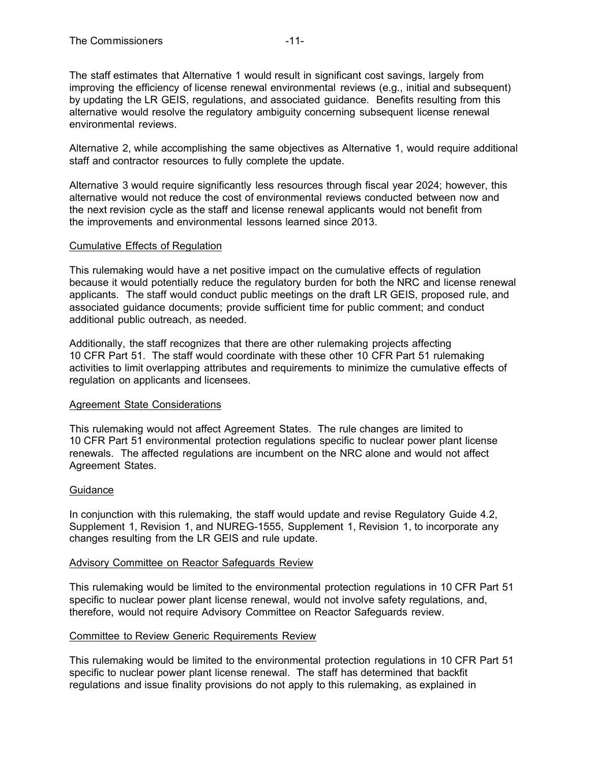The staff estimates that Alternative 1 would result in significant cost savings, largely from improving the efficiency of license renewal environmental reviews (e.g., initial and subsequent) by updating the LR GEIS, regulations, and associated guidance. Benefits resulting from this alternative would resolve the regulatory ambiguity concerning subsequent license renewal environmental reviews.

Alternative 2, while accomplishing the same objectives as Alternative 1, would require additional staff and contractor resources to fully complete the update.

Alternative 3 would require significantly less resources through fiscal year 2024; however, this alternative would not reduce the cost of environmental reviews conducted between now and the next revision cycle as the staff and license renewal applicants would not benefit from the improvements and environmental lessons learned since 2013.

Cumulative Effects of Regulation

This rulemaking would have a net positive impact on the cumulative effects of regulation because it would potentially reduce the regulatory burden for both the NRC and license renewal applicants. The staff would conduct public meetings on the draft LR GEIS, proposed rule, and associated guidance documents; provide sufficient time for public comment; and conduct additional public outreach, as needed.

Additionally, the staff recognizes that there are other rulemaking projects affecting 10 CFR Part 51. The staff would coordinate with these other 10 CFR Part 51 rulemaking activities to limit overlapping attributes and requirements to minimize the cumulative effects of regulation on applicants and licensees.

Agreement State Considerations

This rulemaking would not affect Agreement States. The rule changes are limited to 10 CFR Part 51 environmental protection regulations specific to nuclear power plant license renewals. The affected regulations are incumbent on the NRC alone and would not affect Agreement States.

Guidance

In conjunction with this rulemaking, the staff would update and revise Regulatory Guide 4.2, Supplement 1, Revision 1, and NUREG-1555, Supplement 1, Revision 1, to incorporate any changes resulting from the LR GEIS and rule update.

Advisory Committee on Reactor Safeguards Review

This rulemaking would be limited to the environmental protection regulations in 10 CFR Part 51 specific to nuclear power plant license renewal, would not involve safety regulations, and, therefore, would not require Advisory Committee on Reactor Safeguards review.

Committee to Review Generic Requirements Review

This rulemaking would be limited to the environmental protection regulations in 10 CFR Part 51 specific to nuclear power plant license renewal. The staff has determined that backfit regulations and issue finality provisions do not apply to this rulemaking, as explained in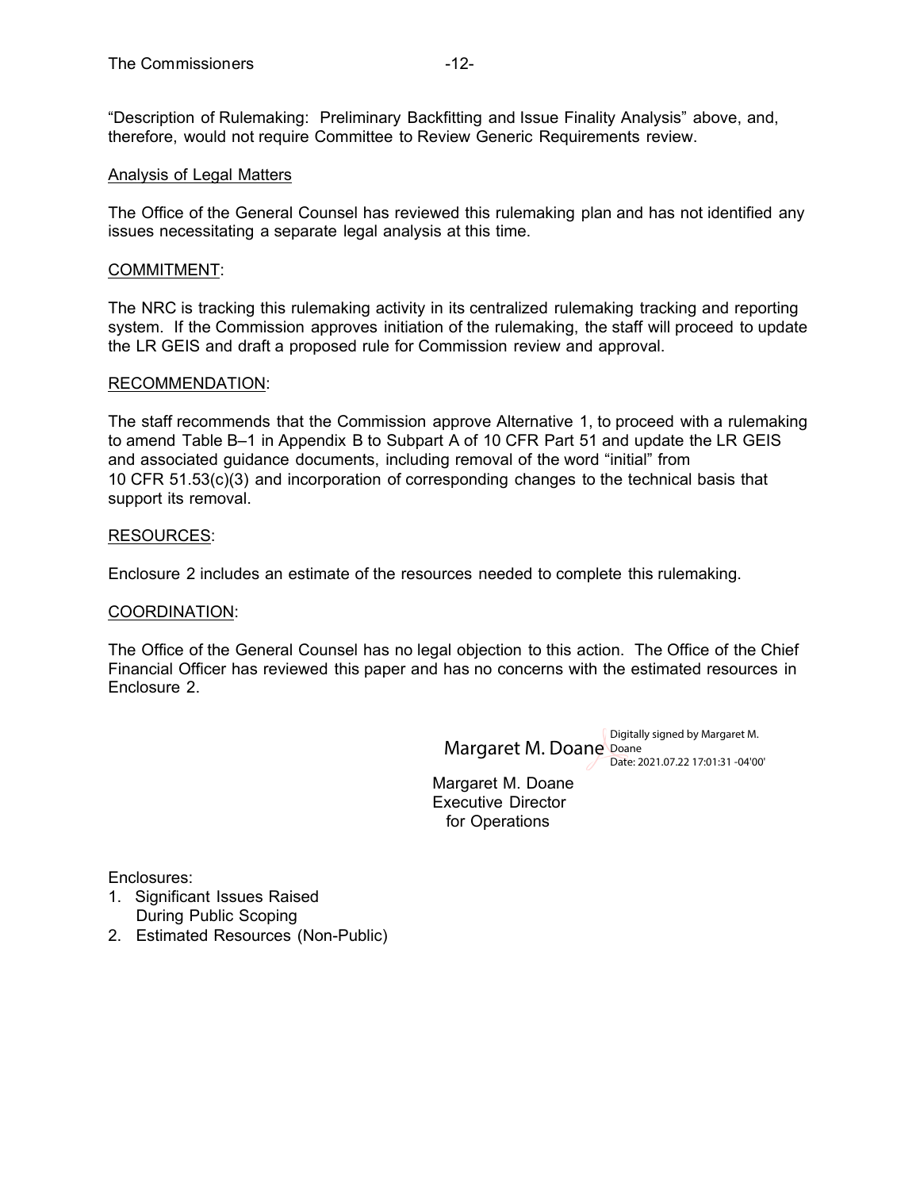"Description of Rulemaking: Preliminary Backfitting and Issue Finality Analysis" above, and, therefore, would not require Committee to Review Generic Requirements review.

Analysis of Legal Matters

The Office of the General Counsel has reviewed this rulemaking plan and has not identified any issues necessitating a separate legal analysis at this time.

COMMITMENT:

The NRC is tracking this rulemaking activity in its centralized rulemaking tracking and reporting system. If the Commission approves initiation of the rulemaking, the staff will proceed to update the LR GEIS and draft a proposed rule for Commission review and approval.

RECOMMENDATION:

The staff recommends that the Commission approve Alternative 1, to proceed with a rulemaking to amend Table B–1 in Appendix B to Subpart A of 10 CFR Part 51 and update the LR GEIS and associated guidance documents, including removal of the word "initial" from 10 CFR 51.53(c)(3) and incorporation of corresponding changes to the technical basis that support its removal.

RESOURCES:

Enclosure 2 includes an estimate of the resources needed to complete this rulemaking.

COORDINATION:

The Office of the General Counsel has no legal objection to this action. The Office of the Chief Financial Officer has reviewed this paper and has no concerns with the estimated resources in Enclosure 2.

Margaret M. Doane

Digitally signed by Margaret M. Doane
Date: 2021.07.22 17:01:31 -04'00'

Margaret M. Doane
Executive Director
for Operations

Enclosures:
1. Significant Issues Raised During Public Scoping
2. Estimated Resources (Non-Public)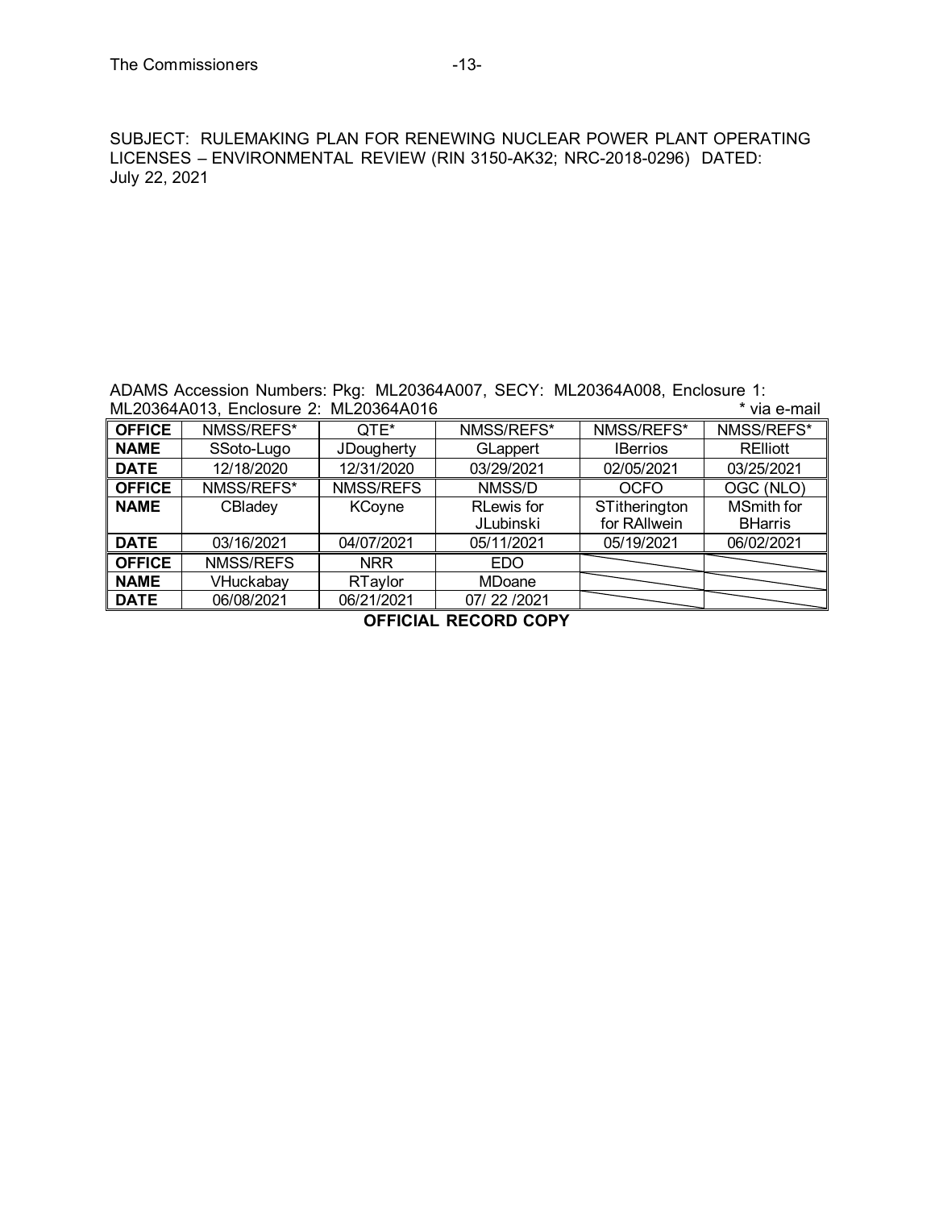SUBJECT: RULEMAKING PLAN FOR RENEWING NUCLEAR POWER PLANT OPERATING LICENSES – ENVIRONMENTAL REVIEW (RIN 3150-AK32; NRC-2018-0296) DATED: July 22, 2021

ADAMS Accession Numbers: Pkg: ML20364A007, SECY: ML20364A008, Enclosure 1: ML20364A013, Enclosure 2: ML20364A016 * via e-mail

| | | | | | |
|---|---|---|---|---|---|
| **OFFICE** | NMSS/REFS* | QTE* | NMSS/REFS* | NMSS/REFS* | NMSS/REFS* |
| **NAME** | SSoto-Lugo | JDougherty | GLappert | IBerrios | RElliott |
| **DATE** | 12/18/2020 | 12/31/2020 | 03/29/2021 | 02/05/2021 | 03/25/2021 |
| **OFFICE** | NMSS/REFS* | NMSS/REFS | NMSS/D | OCFO | OGC (NLO) |
| **NAME** | CBladey | KCoyne | RLewis for JLubinski | STitherington for RAllwein | MSmith for BHarris |
| **DATE** | 03/16/2021 | 04/07/2021 | 05/11/2021 | 05/19/2021 | 06/02/2021 |
| **OFFICE** | NMSS/REFS | NRR | EDO | | |
| **NAME** | VHuckabay | RTaylor | MDoane | | |
| **DATE** | 06/08/2021 | 06/21/2021 | 07/ 22 /2021 | | |

**OFFICIAL RECORD COPY**